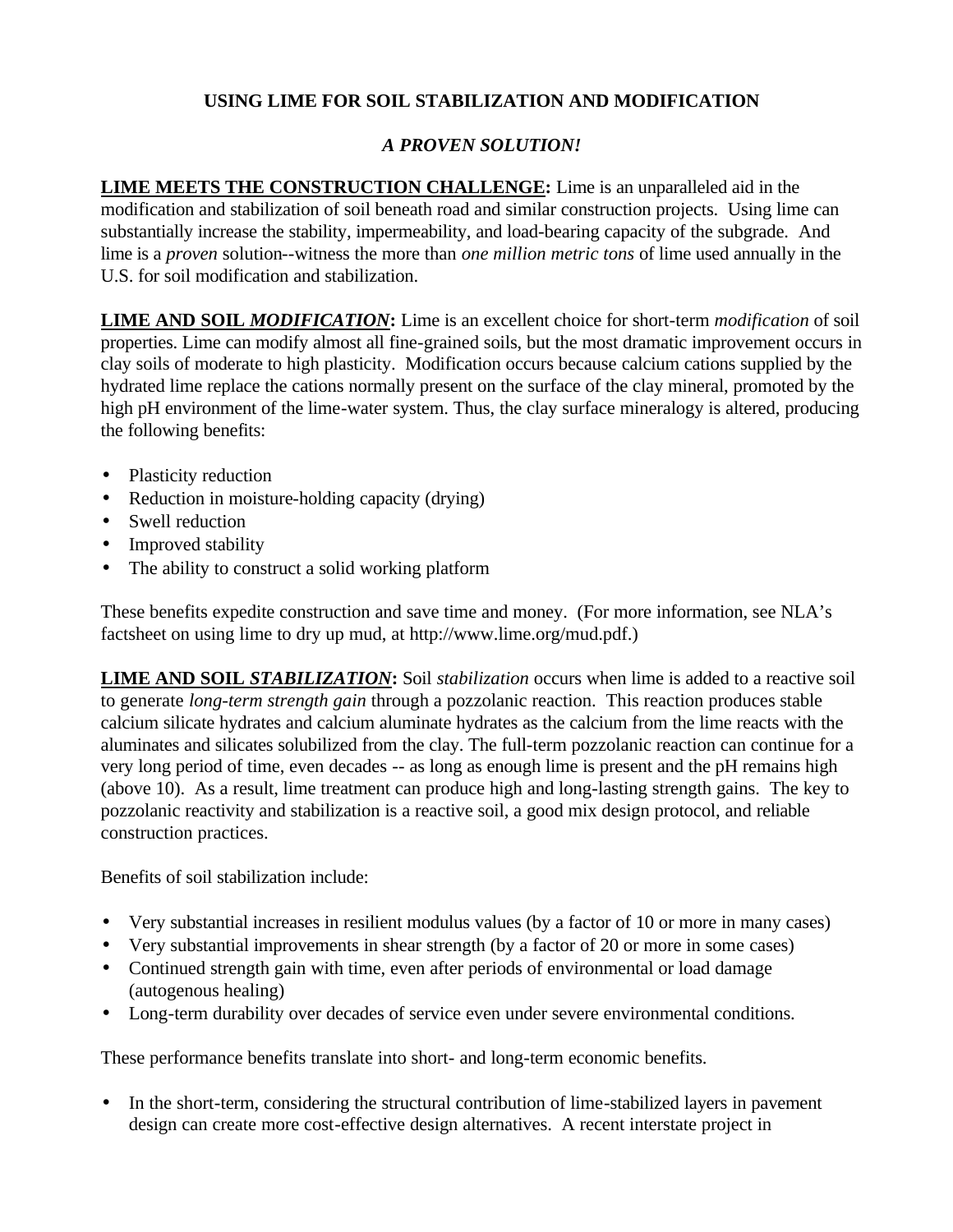# USING LIME FOR SOIL STABILIZATION AND MODIFICATION

## *A PROVEN SOLUTION!*

**LIME MEETS THE CONSTRUCTION CHALLENGE:** Lime is an unparalleled aid in the modification and stabilization of soil beneath road and similar construction projects. Using lime can substantially increase the stability, impermeability, and load-bearing capacity of the subgrade. And lime is a *proven* solution--witness the more than *one million metric tons* of lime used annually in the U.S. for soil modification and stabilization.

**LIME AND SOIL *MODIFICATION*:** Lime is an excellent choice for short-term *modification* of soil properties. Lime can modify almost all fine-grained soils, but the most dramatic improvement occurs in clay soils of moderate to high plasticity. Modification occurs because calcium cations supplied by the hydrated lime replace the cations normally present on the surface of the clay mineral, promoted by the high pH environment of the lime-water system. Thus, the clay surface mineralogy is altered, producing the following benefits:

- Plasticity reduction
- Reduction in moisture-holding capacity (drying)
- Swell reduction
- Improved stability
- The ability to construct a solid working platform

These benefits expedite construction and save time and money. (For more information, see NLA's factsheet on using lime to dry up mud, at http://www.lime.org/mud.pdf.)

**LIME AND SOIL *STABILIZATION*:** Soil *stabilization* occurs when lime is added to a reactive soil to generate *long-term strength gain* through a pozzolanic reaction. This reaction produces stable calcium silicate hydrates and calcium aluminate hydrates as the calcium from the lime reacts with the aluminates and silicates solubilized from the clay. The full-term pozzolanic reaction can continue for a very long period of time, even decades -- as long as enough lime is present and the pH remains high (above 10). As a result, lime treatment can produce high and long-lasting strength gains. The key to pozzolanic reactivity and stabilization is a reactive soil, a good mix design protocol, and reliable construction practices.

Benefits of soil stabilization include:

- Very substantial increases in resilient modulus values (by a factor of 10 or more in many cases)
- Very substantial improvements in shear strength (by a factor of 20 or more in some cases)
- Continued strength gain with time, even after periods of environmental or load damage (autogenous healing)
- Long-term durability over decades of service even under severe environmental conditions.

These performance benefits translate into short- and long-term economic benefits.

- In the short-term, considering the structural contribution of lime-stabilized layers in pavement design can create more cost-effective design alternatives. A recent interstate project in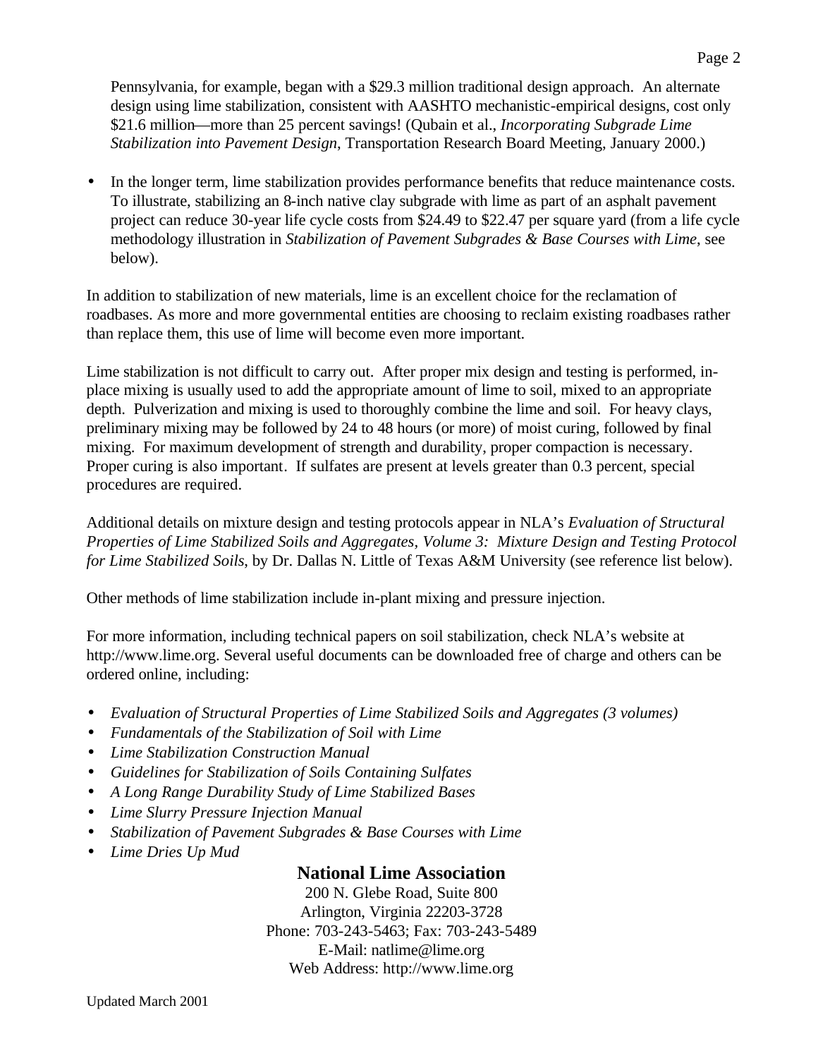Pennsylvania, for example, began with a $29.3 million traditional design approach. An alternate design using lime stabilization, consistent with AASHTO mechanistic-empirical designs, cost only $21.6 million—more than 25 percent savings! (Qubain et al., *Incorporating Subgrade Lime Stabilization into Pavement Design*, Transportation Research Board Meeting, January 2000.)

- In the longer term, lime stabilization provides performance benefits that reduce maintenance costs. To illustrate, stabilizing an 8-inch native clay subgrade with lime as part of an asphalt pavement project can reduce 30-year life cycle costs from $24.49 to $22.47 per square yard (from a life cycle methodology illustration in *Stabilization of Pavement Subgrades & Base Courses with Lime*, see below).

In addition to stabilization of new materials, lime is an excellent choice for the reclamation of roadbases. As more and more governmental entities are choosing to reclaim existing roadbases rather than replace them, this use of lime will become even more important.

Lime stabilization is not difficult to carry out. After proper mix design and testing is performed, in-place mixing is usually used to add the appropriate amount of lime to soil, mixed to an appropriate depth. Pulverization and mixing is used to thoroughly combine the lime and soil. For heavy clays, preliminary mixing may be followed by 24 to 48 hours (or more) of moist curing, followed by final mixing. For maximum development of strength and durability, proper compaction is necessary. Proper curing is also important. If sulfates are present at levels greater than 0.3 percent, special procedures are required.

Additional details on mixture design and testing protocols appear in NLA's *Evaluation of Structural Properties of Lime Stabilized Soils and Aggregates, Volume 3: Mixture Design and Testing Protocol for Lime Stabilized Soils*, by Dr. Dallas N. Little of Texas A&M University (see reference list below).

Other methods of lime stabilization include in-plant mixing and pressure injection.

For more information, including technical papers on soil stabilization, check NLA's website at http://www.lime.org. Several useful documents can be downloaded free of charge and others can be ordered online, including:

- *Evaluation of Structural Properties of Lime Stabilized Soils and Aggregates (3 volumes)*
- *Fundamentals of the Stabilization of Soil with Lime*
- *Lime Stabilization Construction Manual*
- *Guidelines for Stabilization of Soils Containing Sulfates*
- *A Long Range Durability Study of Lime Stabilized Bases*
- *Lime Slurry Pressure Injection Manual*
- *Stabilization of Pavement Subgrades & Base Courses with Lime*
- *Lime Dries Up Mud*

**National Lime Association**

200 N. Glebe Road, Suite 800
Arlington, Virginia 22203-3728
Phone: 703-243-5463; Fax: 703-243-5489
E-Mail: natlime@lime.org
Web Address: http://www.lime.org

Updated March 2001